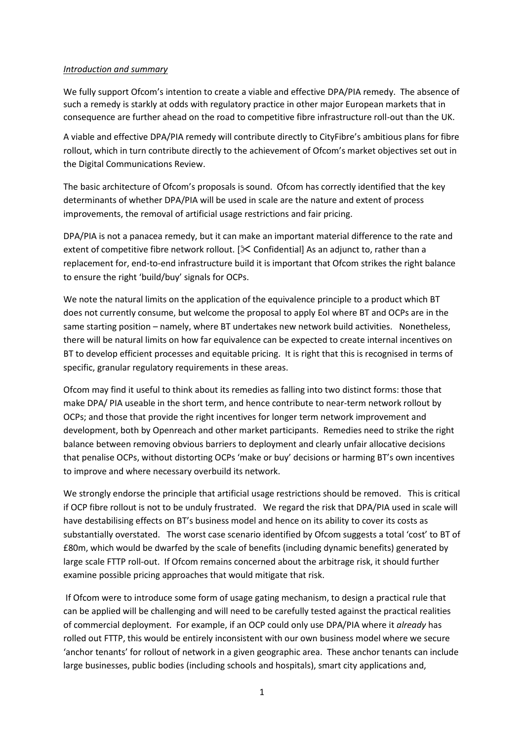*Introduction and summary*

We fully support Ofcom's intention to create a viable and effective DPA/PIA remedy. The absence of such a remedy is starkly at odds with regulatory practice in other major European markets that in consequence are further ahead on the road to competitive fibre infrastructure roll-out than the UK.

A viable and effective DPA/PIA remedy will contribute directly to CityFibre's ambitious plans for fibre rollout, which in turn contribute directly to the achievement of Ofcom's market objectives set out in the Digital Communications Review.

The basic architecture of Ofcom's proposals is sound. Ofcom has correctly identified that the key determinants of whether DPA/PIA will be used in scale are the nature and extent of process improvements, the removal of artificial usage restrictions and fair pricing.

DPA/PIA is not a panacea remedy, but it can make an important material difference to the rate and extent of competitive fibre network rollout. [✂ Confidential] As an adjunct to, rather than a replacement for, end-to-end infrastructure build it is important that Ofcom strikes the right balance to ensure the right 'build/buy' signals for OCPs.

We note the natural limits on the application of the equivalence principle to a product which BT does not currently consume, but welcome the proposal to apply EoI where BT and OCPs are in the same starting position – namely, where BT undertakes new network build activities. Nonetheless, there will be natural limits on how far equivalence can be expected to create internal incentives on BT to develop efficient processes and equitable pricing. It is right that this is recognised in terms of specific, granular regulatory requirements in these areas.

Ofcom may find it useful to think about its remedies as falling into two distinct forms: those that make DPA/ PIA useable in the short term, and hence contribute to near-term network rollout by OCPs; and those that provide the right incentives for longer term network improvement and development, both by Openreach and other market participants. Remedies need to strike the right balance between removing obvious barriers to deployment and clearly unfair allocative decisions that penalise OCPs, without distorting OCPs 'make or buy' decisions or harming BT's own incentives to improve and where necessary overbuild its network.

We strongly endorse the principle that artificial usage restrictions should be removed. This is critical if OCP fibre rollout is not to be unduly frustrated. We regard the risk that DPA/PIA used in scale will have destabilising effects on BT's business model and hence on its ability to cover its costs as substantially overstated. The worst case scenario identified by Ofcom suggests a total 'cost' to BT of £80m, which would be dwarfed by the scale of benefits (including dynamic benefits) generated by large scale FTTP roll-out. If Ofcom remains concerned about the arbitrage risk, it should further examine possible pricing approaches that would mitigate that risk.

If Ofcom were to introduce some form of usage gating mechanism, to design a practical rule that can be applied will be challenging and will need to be carefully tested against the practical realities of commercial deployment. For example, if an OCP could only use DPA/PIA where it *already* has rolled out FTTP, this would be entirely inconsistent with our own business model where we secure 'anchor tenants' for rollout of network in a given geographic area. These anchor tenants can include large businesses, public bodies (including schools and hospitals), smart city applications and,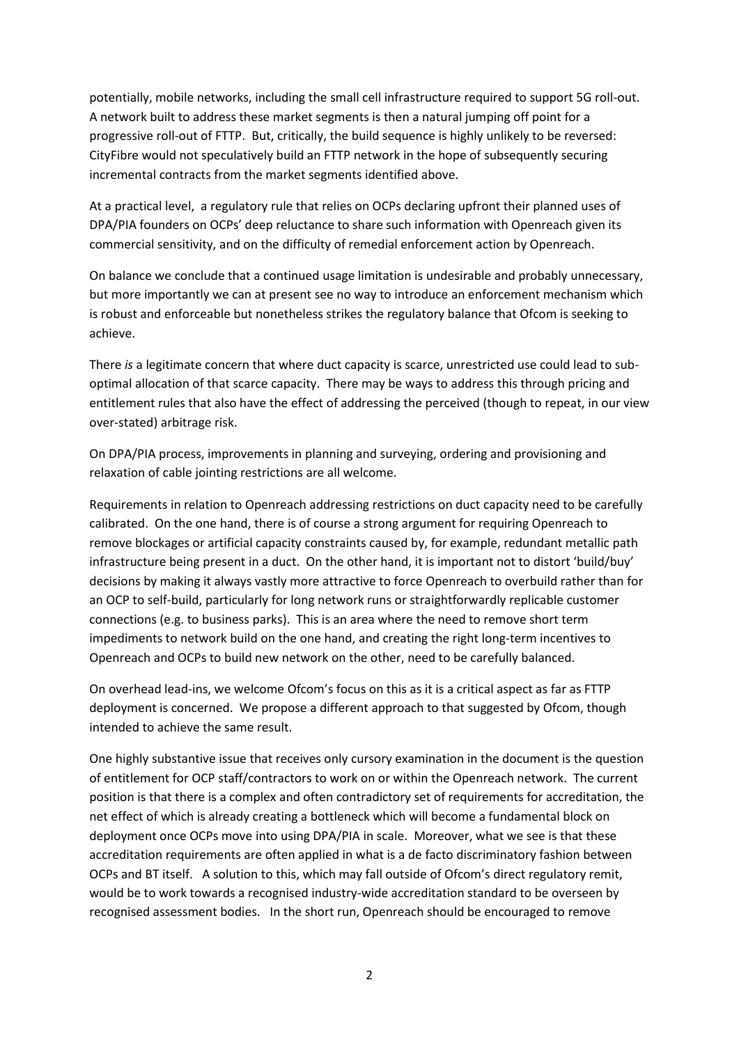potentially, mobile networks, including the small cell infrastructure required to support 5G roll-out. A network built to address these market segments is then a natural jumping off point for a progressive roll-out of FTTP. But, critically, the build sequence is highly unlikely to be reversed: CityFibre would not speculatively build an FTTP network in the hope of subsequently securing incremental contracts from the market segments identified above.

At a practical level, a regulatory rule that relies on OCPs declaring upfront their planned uses of DPA/PIA founders on OCPs' deep reluctance to share such information with Openreach given its commercial sensitivity, and on the difficulty of remedial enforcement action by Openreach.

On balance we conclude that a continued usage limitation is undesirable and probably unnecessary, but more importantly we can at present see no way to introduce an enforcement mechanism which is robust and enforceable but nonetheless strikes the regulatory balance that Ofcom is seeking to achieve.

There *is* a legitimate concern that where duct capacity is scarce, unrestricted use could lead to sub-optimal allocation of that scarce capacity. There may be ways to address this through pricing and entitlement rules that also have the effect of addressing the perceived (though to repeat, in our view over-stated) arbitrage risk.

On DPA/PIA process, improvements in planning and surveying, ordering and provisioning and relaxation of cable jointing restrictions are all welcome.

Requirements in relation to Openreach addressing restrictions on duct capacity need to be carefully calibrated. On the one hand, there is of course a strong argument for requiring Openreach to remove blockages or artificial capacity constraints caused by, for example, redundant metallic path infrastructure being present in a duct. On the other hand, it is important not to distort 'build/buy' decisions by making it always vastly more attractive to force Openreach to overbuild rather than for an OCP to self-build, particularly for long network runs or straightforwardly replicable customer connections (e.g. to business parks). This is an area where the need to remove short term impediments to network build on the one hand, and creating the right long-term incentives to Openreach and OCPs to build new network on the other, need to be carefully balanced.

On overhead lead-ins, we welcome Ofcom's focus on this as it is a critical aspect as far as FTTP deployment is concerned. We propose a different approach to that suggested by Ofcom, though intended to achieve the same result.

One highly substantive issue that receives only cursory examination in the document is the question of entitlement for OCP staff/contractors to work on or within the Openreach network. The current position is that there is a complex and often contradictory set of requirements for accreditation, the net effect of which is already creating a bottleneck which will become a fundamental block on deployment once OCPs move into using DPA/PIA in scale. Moreover, what we see is that these accreditation requirements are often applied in what is a de facto discriminatory fashion between OCPs and BT itself. A solution to this, which may fall outside of Ofcom's direct regulatory remit, would be to work towards a recognised industry-wide accreditation standard to be overseen by recognised assessment bodies. In the short run, Openreach should be encouraged to remove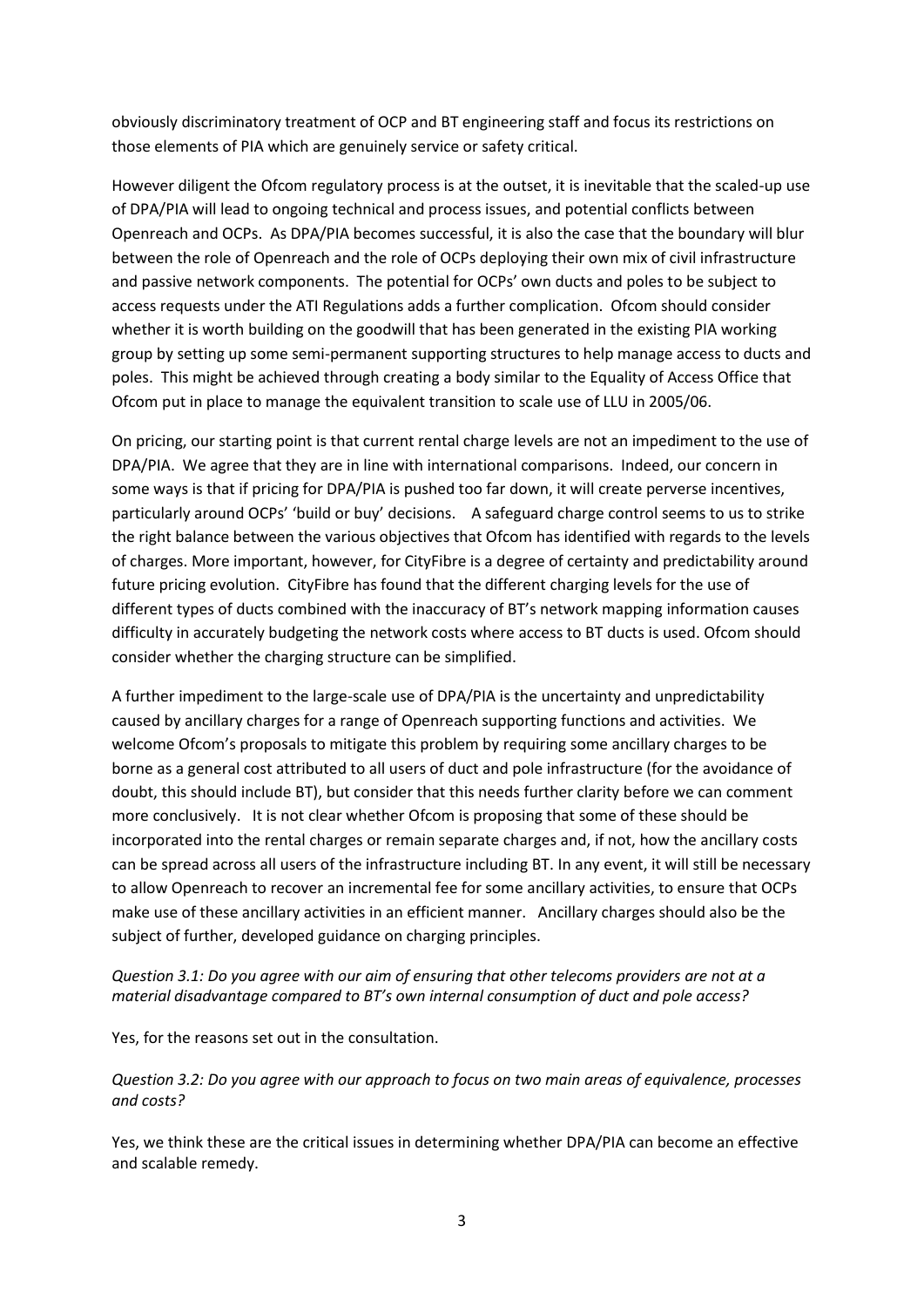obviously discriminatory treatment of OCP and BT engineering staff and focus its restrictions on those elements of PIA which are genuinely service or safety critical.

However diligent the Ofcom regulatory process is at the outset, it is inevitable that the scaled-up use of DPA/PIA will lead to ongoing technical and process issues, and potential conflicts between Openreach and OCPs. As DPA/PIA becomes successful, it is also the case that the boundary will blur between the role of Openreach and the role of OCPs deploying their own mix of civil infrastructure and passive network components. The potential for OCPs' own ducts and poles to be subject to access requests under the ATI Regulations adds a further complication. Ofcom should consider whether it is worth building on the goodwill that has been generated in the existing PIA working group by setting up some semi-permanent supporting structures to help manage access to ducts and poles. This might be achieved through creating a body similar to the Equality of Access Office that Ofcom put in place to manage the equivalent transition to scale use of LLU in 2005/06.

On pricing, our starting point is that current rental charge levels are not an impediment to the use of DPA/PIA. We agree that they are in line with international comparisons. Indeed, our concern in some ways is that if pricing for DPA/PIA is pushed too far down, it will create perverse incentives, particularly around OCPs' 'build or buy' decisions. A safeguard charge control seems to us to strike the right balance between the various objectives that Ofcom has identified with regards to the levels of charges. More important, however, for CityFibre is a degree of certainty and predictability around future pricing evolution. CityFibre has found that the different charging levels for the use of different types of ducts combined with the inaccuracy of BT's network mapping information causes difficulty in accurately budgeting the network costs where access to BT ducts is used. Ofcom should consider whether the charging structure can be simplified.

A further impediment to the large-scale use of DPA/PIA is the uncertainty and unpredictability caused by ancillary charges for a range of Openreach supporting functions and activities. We welcome Ofcom's proposals to mitigate this problem by requiring some ancillary charges to be borne as a general cost attributed to all users of duct and pole infrastructure (for the avoidance of doubt, this should include BT), but consider that this needs further clarity before we can comment more conclusively. It is not clear whether Ofcom is proposing that some of these should be incorporated into the rental charges or remain separate charges and, if not, how the ancillary costs can be spread across all users of the infrastructure including BT. In any event, it will still be necessary to allow Openreach to recover an incremental fee for some ancillary activities, to ensure that OCPs make use of these ancillary activities in an efficient manner. Ancillary charges should also be the subject of further, developed guidance on charging principles.

*Question 3.1: Do you agree with our aim of ensuring that other telecoms providers are not at a material disadvantage compared to BT's own internal consumption of duct and pole access?*

Yes, for the reasons set out in the consultation.

*Question 3.2: Do you agree with our approach to focus on two main areas of equivalence, processes and costs?*

Yes, we think these are the critical issues in determining whether DPA/PIA can become an effective and scalable remedy.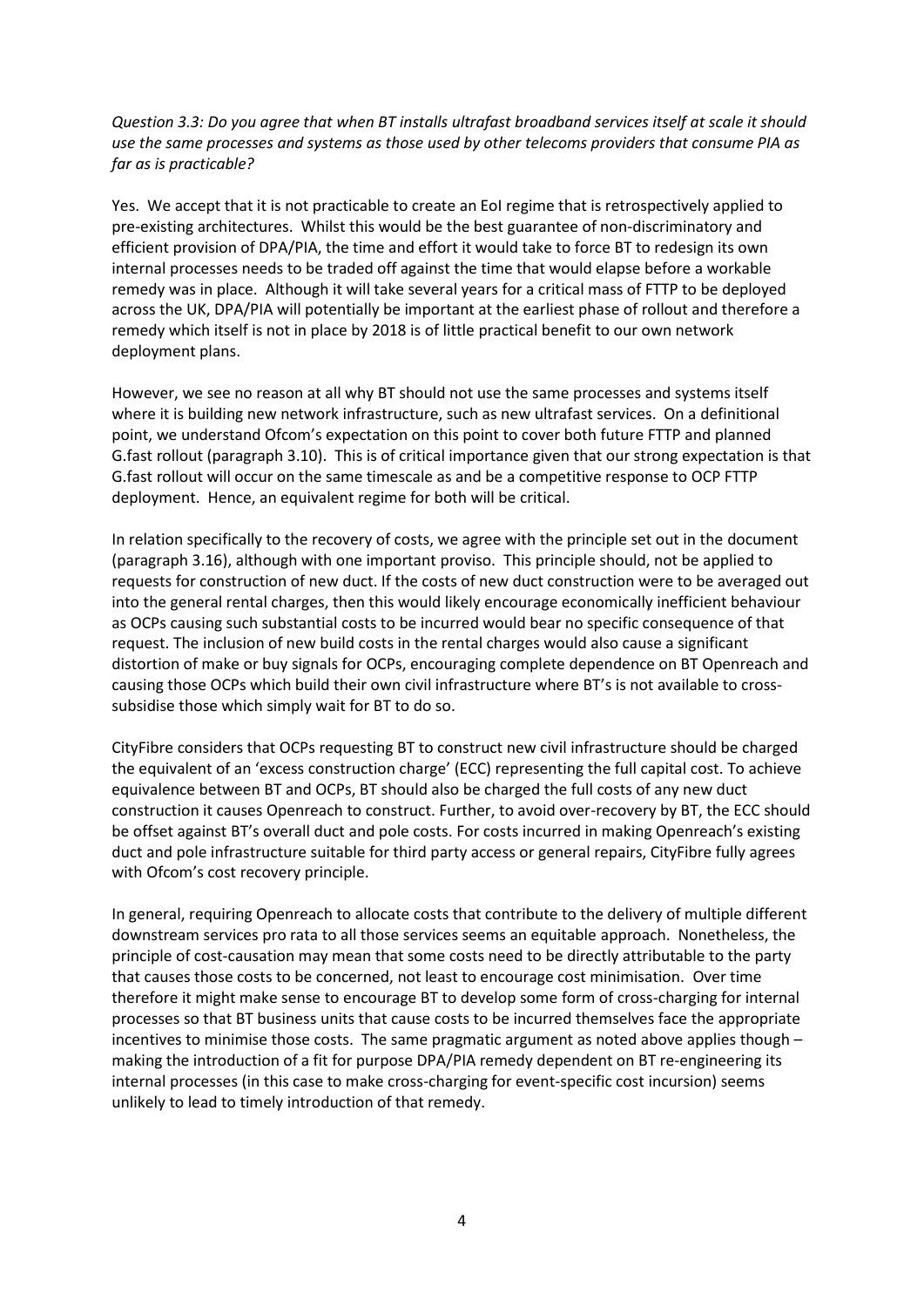*Question 3.3: Do you agree that when BT installs ultrafast broadband services itself at scale it should use the same processes and systems as those used by other telecoms providers that consume PIA as far as is practicable?*

Yes. We accept that it is not practicable to create an EoI regime that is retrospectively applied to pre-existing architectures. Whilst this would be the best guarantee of non-discriminatory and efficient provision of DPA/PIA, the time and effort it would take to force BT to redesign its own internal processes needs to be traded off against the time that would elapse before a workable remedy was in place. Although it will take several years for a critical mass of FTTP to be deployed across the UK, DPA/PIA will potentially be important at the earliest phase of rollout and therefore a remedy which itself is not in place by 2018 is of little practical benefit to our own network deployment plans.

However, we see no reason at all why BT should not use the same processes and systems itself where it is building new network infrastructure, such as new ultrafast services. On a definitional point, we understand Ofcom's expectation on this point to cover both future FTTP and planned G.fast rollout (paragraph 3.10). This is of critical importance given that our strong expectation is that G.fast rollout will occur on the same timescale as and be a competitive response to OCP FTTP deployment. Hence, an equivalent regime for both will be critical.

In relation specifically to the recovery of costs, we agree with the principle set out in the document (paragraph 3.16), although with one important proviso. This principle should, not be applied to requests for construction of new duct. If the costs of new duct construction were to be averaged out into the general rental charges, then this would likely encourage economically inefficient behaviour as OCPs causing such substantial costs to be incurred would bear no specific consequence of that request. The inclusion of new build costs in the rental charges would also cause a significant distortion of make or buy signals for OCPs, encouraging complete dependence on BT Openreach and causing those OCPs which build their own civil infrastructure where BT's is not available to cross-subsidise those which simply wait for BT to do so.

CityFibre considers that OCPs requesting BT to construct new civil infrastructure should be charged the equivalent of an 'excess construction charge' (ECC) representing the full capital cost. To achieve equivalence between BT and OCPs, BT should also be charged the full costs of any new duct construction it causes Openreach to construct. Further, to avoid over-recovery by BT, the ECC should be offset against BT's overall duct and pole costs. For costs incurred in making Openreach's existing duct and pole infrastructure suitable for third party access or general repairs, CityFibre fully agrees with Ofcom's cost recovery principle.

In general, requiring Openreach to allocate costs that contribute to the delivery of multiple different downstream services pro rata to all those services seems an equitable approach. Nonetheless, the principle of cost-causation may mean that some costs need to be directly attributable to the party that causes those costs to be concerned, not least to encourage cost minimisation. Over time therefore it might make sense to encourage BT to develop some form of cross-charging for internal processes so that BT business units that cause costs to be incurred themselves face the appropriate incentives to minimise those costs. The same pragmatic argument as noted above applies though – making the introduction of a fit for purpose DPA/PIA remedy dependent on BT re-engineering its internal processes (in this case to make cross-charging for event-specific cost incursion) seems unlikely to lead to timely introduction of that remedy.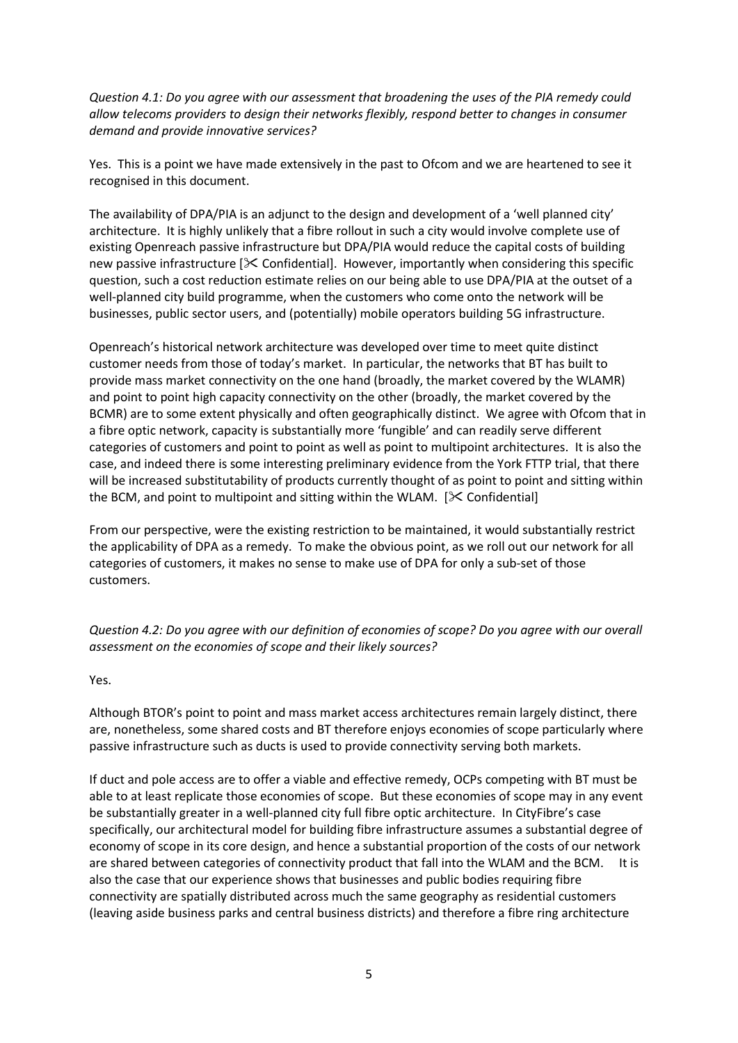*Question 4.1: Do you agree with our assessment that broadening the uses of the PIA remedy could allow telecoms providers to design their networks flexibly, respond better to changes in consumer demand and provide innovative services?*

Yes. This is a point we have made extensively in the past to Ofcom and we are heartened to see it recognised in this document.

The availability of DPA/PIA is an adjunct to the design and development of a 'well planned city' architecture. It is highly unlikely that a fibre rollout in such a city would involve complete use of existing Openreach passive infrastructure but DPA/PIA would reduce the capital costs of building new passive infrastructure [✂ Confidential]. However, importantly when considering this specific question, such a cost reduction estimate relies on our being able to use DPA/PIA at the outset of a well-planned city build programme, when the customers who come onto the network will be businesses, public sector users, and (potentially) mobile operators building 5G infrastructure.

Openreach's historical network architecture was developed over time to meet quite distinct customer needs from those of today's market. In particular, the networks that BT has built to provide mass market connectivity on the one hand (broadly, the market covered by the WLAMR) and point to point high capacity connectivity on the other (broadly, the market covered by the BCMR) are to some extent physically and often geographically distinct. We agree with Ofcom that in a fibre optic network, capacity is substantially more 'fungible' and can readily serve different categories of customers and point to point as well as point to multipoint architectures. It is also the case, and indeed there is some interesting preliminary evidence from the York FTTP trial, that there will be increased substitutability of products currently thought of as point to point and sitting within the BCM, and point to multipoint and sitting within the WLAM. [✂ Confidential]

From our perspective, were the existing restriction to be maintained, it would substantially restrict the applicability of DPA as a remedy. To make the obvious point, as we roll out our network for all categories of customers, it makes no sense to make use of DPA for only a sub-set of those customers.

*Question 4.2: Do you agree with our definition of economies of scope? Do you agree with our overall assessment on the economies of scope and their likely sources?*

Yes.

Although BTOR's point to point and mass market access architectures remain largely distinct, there are, nonetheless, some shared costs and BT therefore enjoys economies of scope particularly where passive infrastructure such as ducts is used to provide connectivity serving both markets.

If duct and pole access are to offer a viable and effective remedy, OCPs competing with BT must be able to at least replicate those economies of scope. But these economies of scope may in any event be substantially greater in a well-planned city full fibre optic architecture. In CityFibre's case specifically, our architectural model for building fibre infrastructure assumes a substantial degree of economy of scope in its core design, and hence a substantial proportion of the costs of our network are shared between categories of connectivity product that fall into the WLAM and the BCM. It is also the case that our experience shows that businesses and public bodies requiring fibre connectivity are spatially distributed across much the same geography as residential customers (leaving aside business parks and central business districts) and therefore a fibre ring architecture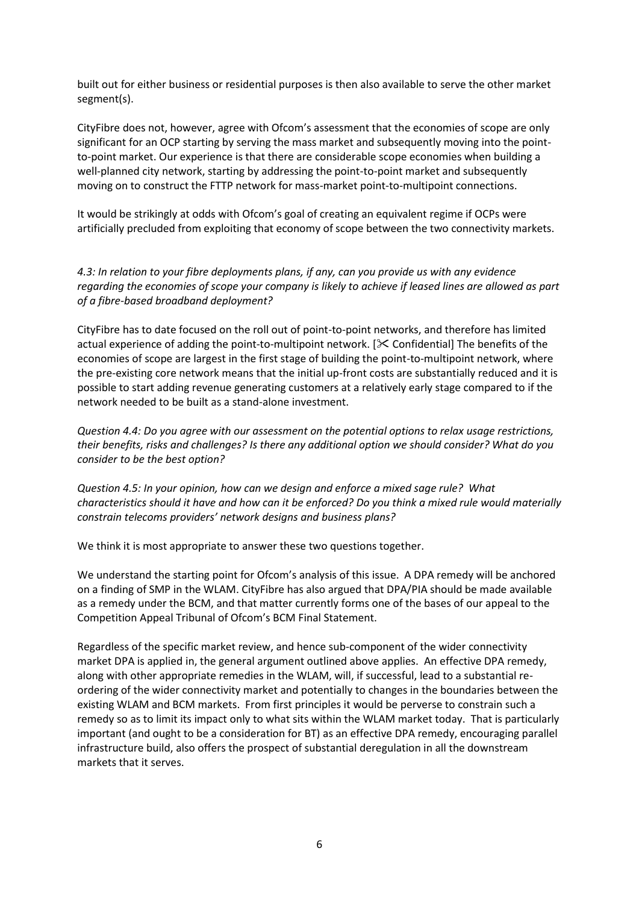built out for either business or residential purposes is then also available to serve the other market segment(s).

CityFibre does not, however, agree with Ofcom's assessment that the economies of scope are only significant for an OCP starting by serving the mass market and subsequently moving into the point-to-point market. Our experience is that there are considerable scope economies when building a well-planned city network, starting by addressing the point-to-point market and subsequently moving on to construct the FTTP network for mass-market point-to-multipoint connections.

It would be strikingly at odds with Ofcom's goal of creating an equivalent regime if OCPs were artificially precluded from exploiting that economy of scope between the two connectivity markets.

*4.3: In relation to your fibre deployments plans, if any, can you provide us with any evidence regarding the economies of scope your company is likely to achieve if leased lines are allowed as part of a fibre-based broadband deployment?*

CityFibre has to date focused on the roll out of point-to-point networks, and therefore has limited actual experience of adding the point-to-multipoint network. [✂ Confidential] The benefits of the economies of scope are largest in the first stage of building the point-to-multipoint network, where the pre-existing core network means that the initial up-front costs are substantially reduced and it is possible to start adding revenue generating customers at a relatively early stage compared to if the network needed to be built as a stand-alone investment.

*Question 4.4: Do you agree with our assessment on the potential options to relax usage restrictions, their benefits, risks and challenges? Is there any additional option we should consider? What do you consider to be the best option?*

*Question 4.5: In your opinion, how can we design and enforce a mixed sage rule? What characteristics should it have and how can it be enforced? Do you think a mixed rule would materially constrain telecoms providers' network designs and business plans?*

We think it is most appropriate to answer these two questions together.

We understand the starting point for Ofcom's analysis of this issue. A DPA remedy will be anchored on a finding of SMP in the WLAM. CityFibre has also argued that DPA/PIA should be made available as a remedy under the BCM, and that matter currently forms one of the bases of our appeal to the Competition Appeal Tribunal of Ofcom's BCM Final Statement.

Regardless of the specific market review, and hence sub-component of the wider connectivity market DPA is applied in, the general argument outlined above applies. An effective DPA remedy, along with other appropriate remedies in the WLAM, will, if successful, lead to a substantial re-ordering of the wider connectivity market and potentially to changes in the boundaries between the existing WLAM and BCM markets. From first principles it would be perverse to constrain such a remedy so as to limit its impact only to what sits within the WLAM market today. That is particularly important (and ought to be a consideration for BT) as an effective DPA remedy, encouraging parallel infrastructure build, also offers the prospect of substantial deregulation in all the downstream markets that it serves.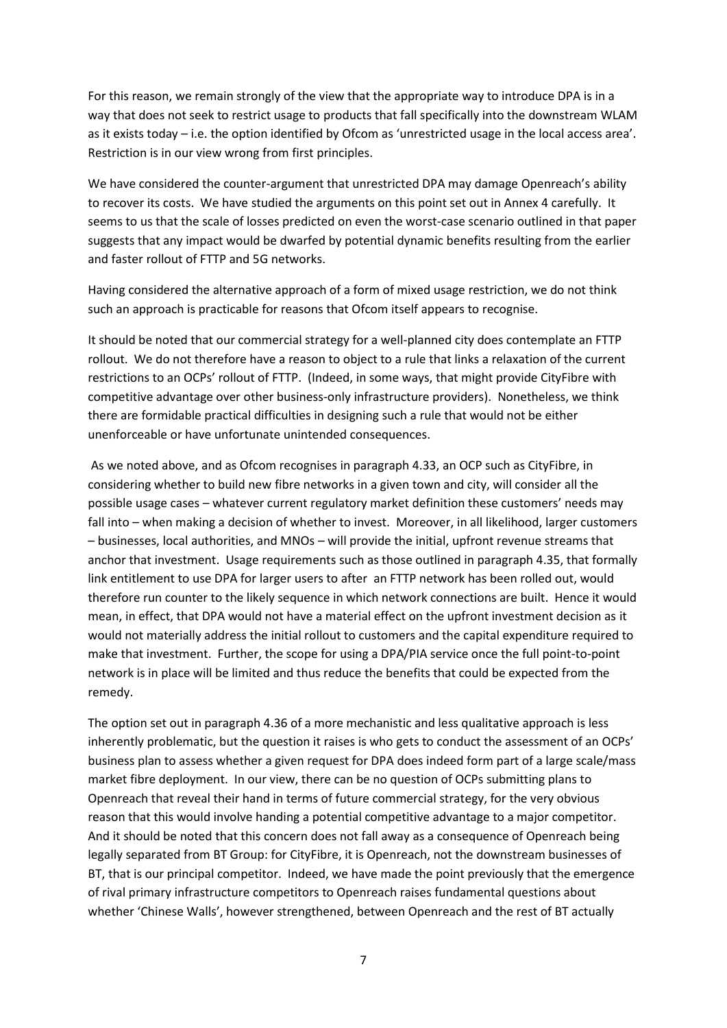For this reason, we remain strongly of the view that the appropriate way to introduce DPA is in a way that does not seek to restrict usage to products that fall specifically into the downstream WLAM as it exists today – i.e. the option identified by Ofcom as 'unrestricted usage in the local access area'. Restriction is in our view wrong from first principles.

We have considered the counter-argument that unrestricted DPA may damage Openreach's ability to recover its costs. We have studied the arguments on this point set out in Annex 4 carefully. It seems to us that the scale of losses predicted on even the worst-case scenario outlined in that paper suggests that any impact would be dwarfed by potential dynamic benefits resulting from the earlier and faster rollout of FTTP and 5G networks.

Having considered the alternative approach of a form of mixed usage restriction, we do not think such an approach is practicable for reasons that Ofcom itself appears to recognise.

It should be noted that our commercial strategy for a well-planned city does contemplate an FTTP rollout. We do not therefore have a reason to object to a rule that links a relaxation of the current restrictions to an OCPs' rollout of FTTP. (Indeed, in some ways, that might provide CityFibre with competitive advantage over other business-only infrastructure providers). Nonetheless, we think there are formidable practical difficulties in designing such a rule that would not be either unenforceable or have unfortunate unintended consequences.

As we noted above, and as Ofcom recognises in paragraph 4.33, an OCP such as CityFibre, in considering whether to build new fibre networks in a given town and city, will consider all the possible usage cases – whatever current regulatory market definition these customers' needs may fall into – when making a decision of whether to invest. Moreover, in all likelihood, larger customers – businesses, local authorities, and MNOs – will provide the initial, upfront revenue streams that anchor that investment. Usage requirements such as those outlined in paragraph 4.35, that formally link entitlement to use DPA for larger users to after an FTTP network has been rolled out, would therefore run counter to the likely sequence in which network connections are built. Hence it would mean, in effect, that DPA would not have a material effect on the upfront investment decision as it would not materially address the initial rollout to customers and the capital expenditure required to make that investment. Further, the scope for using a DPA/PIA service once the full point-to-point network is in place will be limited and thus reduce the benefits that could be expected from the remedy.

The option set out in paragraph 4.36 of a more mechanistic and less qualitative approach is less inherently problematic, but the question it raises is who gets to conduct the assessment of an OCPs' business plan to assess whether a given request for DPA does indeed form part of a large scale/mass market fibre deployment. In our view, there can be no question of OCPs submitting plans to Openreach that reveal their hand in terms of future commercial strategy, for the very obvious reason that this would involve handing a potential competitive advantage to a major competitor. And it should be noted that this concern does not fall away as a consequence of Openreach being legally separated from BT Group: for CityFibre, it is Openreach, not the downstream businesses of BT, that is our principal competitor. Indeed, we have made the point previously that the emergence of rival primary infrastructure competitors to Openreach raises fundamental questions about whether 'Chinese Walls', however strengthened, between Openreach and the rest of BT actually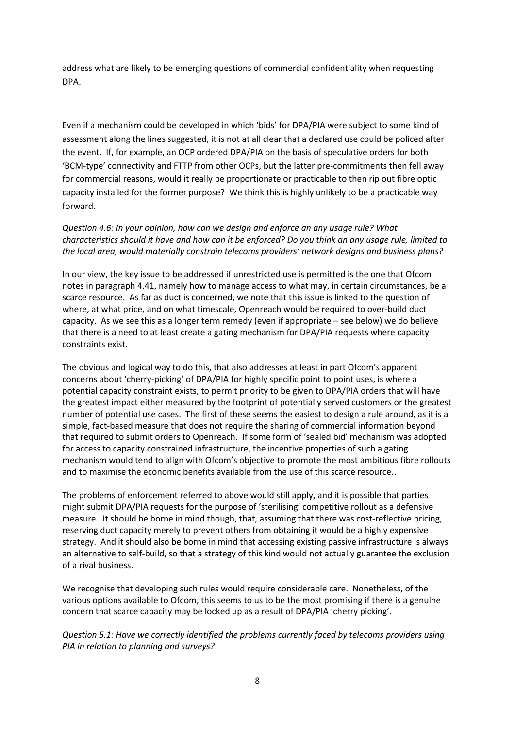address what are likely to be emerging questions of commercial confidentiality when requesting DPA.

Even if a mechanism could be developed in which 'bids' for DPA/PIA were subject to some kind of assessment along the lines suggested, it is not at all clear that a declared use could be policed after the event. If, for example, an OCP ordered DPA/PIA on the basis of speculative orders for both 'BCM-type' connectivity and FTTP from other OCPs, but the latter pre-commitments then fell away for commercial reasons, would it really be proportionate or practicable to then rip out fibre optic capacity installed for the former purpose? We think this is highly unlikely to be a practicable way forward.

*Question 4.6: In your opinion, how can we design and enforce an any usage rule? What characteristics should it have and how can it be enforced? Do you think an any usage rule, limited to the local area, would materially constrain telecoms providers' network designs and business plans?*

In our view, the key issue to be addressed if unrestricted use is permitted is the one that Ofcom notes in paragraph 4.41, namely how to manage access to what may, in certain circumstances, be a scarce resource. As far as duct is concerned, we note that this issue is linked to the question of where, at what price, and on what timescale, Openreach would be required to over-build duct capacity. As we see this as a longer term remedy (even if appropriate – see below) we do believe that there is a need to at least create a gating mechanism for DPA/PIA requests where capacity constraints exist.

The obvious and logical way to do this, that also addresses at least in part Ofcom's apparent concerns about 'cherry-picking' of DPA/PIA for highly specific point to point uses, is where a potential capacity constraint exists, to permit priority to be given to DPA/PIA orders that will have the greatest impact either measured by the footprint of potentially served customers or the greatest number of potential use cases. The first of these seems the easiest to design a rule around, as it is a simple, fact-based measure that does not require the sharing of commercial information beyond that required to submit orders to Openreach. If some form of 'sealed bid' mechanism was adopted for access to capacity constrained infrastructure, the incentive properties of such a gating mechanism would tend to align with Ofcom's objective to promote the most ambitious fibre rollouts and to maximise the economic benefits available from the use of this scarce resource..

The problems of enforcement referred to above would still apply, and it is possible that parties might submit DPA/PIA requests for the purpose of 'sterilising' competitive rollout as a defensive measure. It should be borne in mind though, that, assuming that there was cost-reflective pricing, reserving duct capacity merely to prevent others from obtaining it would be a highly expensive strategy. And it should also be borne in mind that accessing existing passive infrastructure is always an alternative to self-build, so that a strategy of this kind would not actually guarantee the exclusion of a rival business.

We recognise that developing such rules would require considerable care. Nonetheless, of the various options available to Ofcom, this seems to us to be the most promising if there is a genuine concern that scarce capacity may be locked up as a result of DPA/PIA 'cherry picking'.

*Question 5.1: Have we correctly identified the problems currently faced by telecoms providers using PIA in relation to planning and surveys?*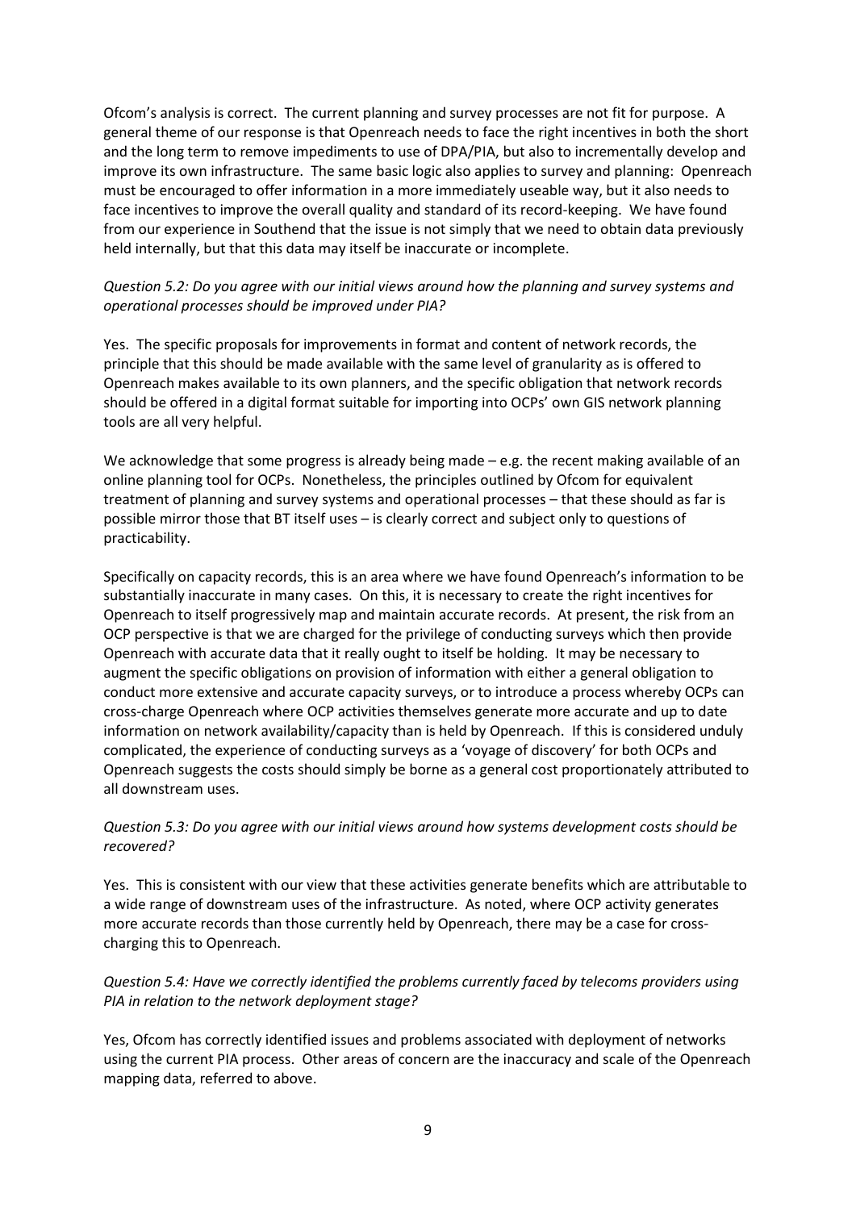Ofcom's analysis is correct. The current planning and survey processes are not fit for purpose. A general theme of our response is that Openreach needs to face the right incentives in both the short and the long term to remove impediments to use of DPA/PIA, but also to incrementally develop and improve its own infrastructure. The same basic logic also applies to survey and planning: Openreach must be encouraged to offer information in a more immediately useable way, but it also needs to face incentives to improve the overall quality and standard of its record-keeping. We have found from our experience in Southend that the issue is not simply that we need to obtain data previously held internally, but that this data may itself be inaccurate or incomplete.

*Question 5.2: Do you agree with our initial views around how the planning and survey systems and operational processes should be improved under PIA?*

Yes. The specific proposals for improvements in format and content of network records, the principle that this should be made available with the same level of granularity as is offered to Openreach makes available to its own planners, and the specific obligation that network records should be offered in a digital format suitable for importing into OCPs' own GIS network planning tools are all very helpful.

We acknowledge that some progress is already being made – e.g. the recent making available of an online planning tool for OCPs. Nonetheless, the principles outlined by Ofcom for equivalent treatment of planning and survey systems and operational processes – that these should as far is possible mirror those that BT itself uses – is clearly correct and subject only to questions of practicability.

Specifically on capacity records, this is an area where we have found Openreach's information to be substantially inaccurate in many cases. On this, it is necessary to create the right incentives for Openreach to itself progressively map and maintain accurate records. At present, the risk from an OCP perspective is that we are charged for the privilege of conducting surveys which then provide Openreach with accurate data that it really ought to itself be holding. It may be necessary to augment the specific obligations on provision of information with either a general obligation to conduct more extensive and accurate capacity surveys, or to introduce a process whereby OCPs can cross-charge Openreach where OCP activities themselves generate more accurate and up to date information on network availability/capacity than is held by Openreach. If this is considered unduly complicated, the experience of conducting surveys as a 'voyage of discovery' for both OCPs and Openreach suggests the costs should simply be borne as a general cost proportionately attributed to all downstream uses.

*Question 5.3: Do you agree with our initial views around how systems development costs should be recovered?*

Yes. This is consistent with our view that these activities generate benefits which are attributable to a wide range of downstream uses of the infrastructure. As noted, where OCP activity generates more accurate records than those currently held by Openreach, there may be a case for cross-charging this to Openreach.

*Question 5.4: Have we correctly identified the problems currently faced by telecoms providers using PIA in relation to the network deployment stage?*

Yes, Ofcom has correctly identified issues and problems associated with deployment of networks using the current PIA process. Other areas of concern are the inaccuracy and scale of the Openreach mapping data, referred to above.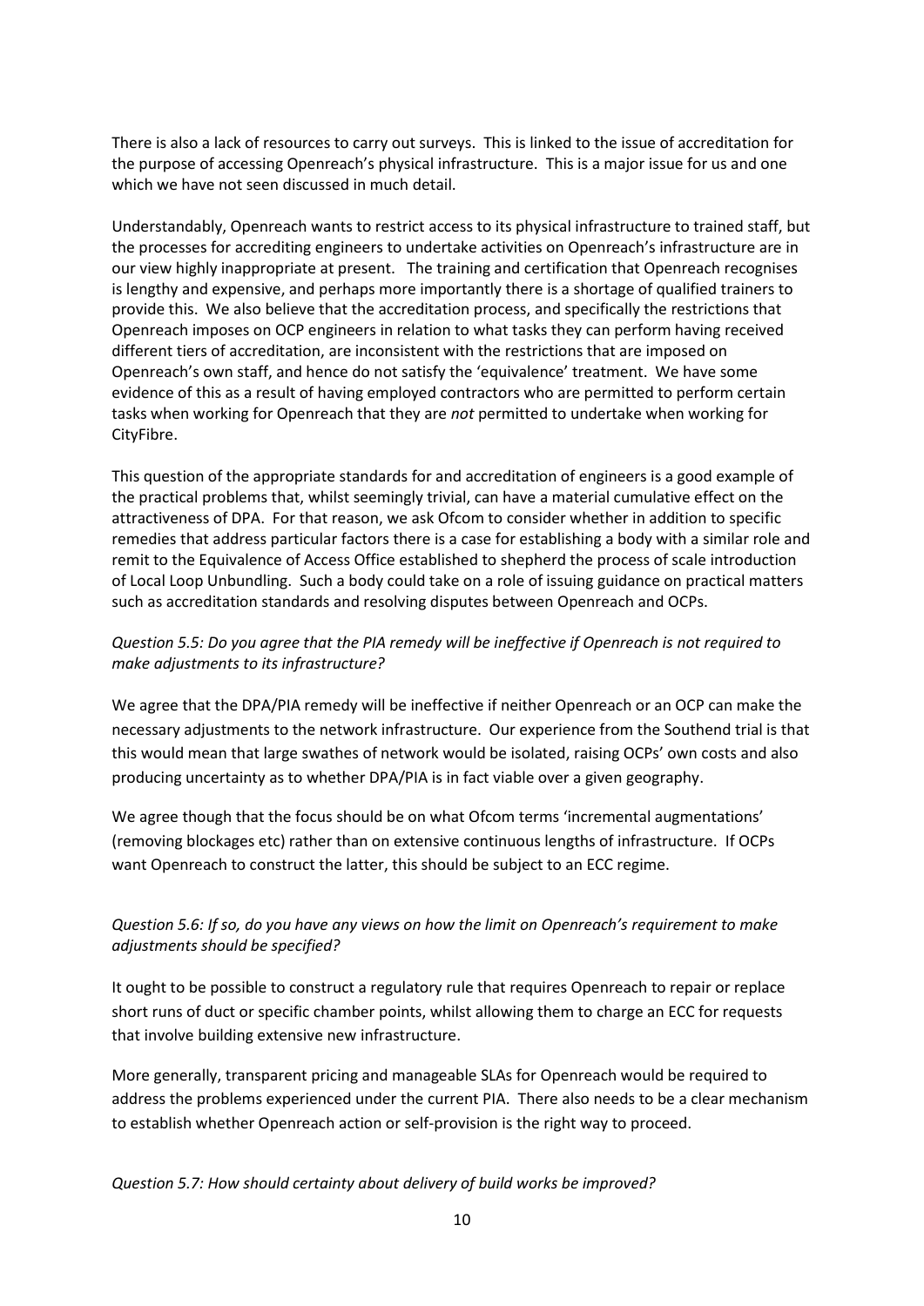There is also a lack of resources to carry out surveys. This is linked to the issue of accreditation for the purpose of accessing Openreach's physical infrastructure. This is a major issue for us and one which we have not seen discussed in much detail.

Understandably, Openreach wants to restrict access to its physical infrastructure to trained staff, but the processes for accrediting engineers to undertake activities on Openreach's infrastructure are in our view highly inappropriate at present. The training and certification that Openreach recognises is lengthy and expensive, and perhaps more importantly there is a shortage of qualified trainers to provide this. We also believe that the accreditation process, and specifically the restrictions that Openreach imposes on OCP engineers in relation to what tasks they can perform having received different tiers of accreditation, are inconsistent with the restrictions that are imposed on Openreach's own staff, and hence do not satisfy the 'equivalence' treatment. We have some evidence of this as a result of having employed contractors who are permitted to perform certain tasks when working for Openreach that they are *not* permitted to undertake when working for CityFibre.

This question of the appropriate standards for and accreditation of engineers is a good example of the practical problems that, whilst seemingly trivial, can have a material cumulative effect on the attractiveness of DPA. For that reason, we ask Ofcom to consider whether in addition to specific remedies that address particular factors there is a case for establishing a body with a similar role and remit to the Equivalence of Access Office established to shepherd the process of scale introduction of Local Loop Unbundling. Such a body could take on a role of issuing guidance on practical matters such as accreditation standards and resolving disputes between Openreach and OCPs.

*Question 5.5: Do you agree that the PIA remedy will be ineffective if Openreach is not required to make adjustments to its infrastructure?*

We agree that the DPA/PIA remedy will be ineffective if neither Openreach or an OCP can make the necessary adjustments to the network infrastructure. Our experience from the Southend trial is that this would mean that large swathes of network would be isolated, raising OCPs' own costs and also producing uncertainty as to whether DPA/PIA is in fact viable over a given geography.

We agree though that the focus should be on what Ofcom terms 'incremental augmentations' (removing blockages etc) rather than on extensive continuous lengths of infrastructure. If OCPs want Openreach to construct the latter, this should be subject to an ECC regime.

*Question 5.6: If so, do you have any views on how the limit on Openreach's requirement to make adjustments should be specified?*

It ought to be possible to construct a regulatory rule that requires Openreach to repair or replace short runs of duct or specific chamber points, whilst allowing them to charge an ECC for requests that involve building extensive new infrastructure.

More generally, transparent pricing and manageable SLAs for Openreach would be required to address the problems experienced under the current PIA. There also needs to be a clear mechanism to establish whether Openreach action or self-provision is the right way to proceed.

*Question 5.7: How should certainty about delivery of build works be improved?*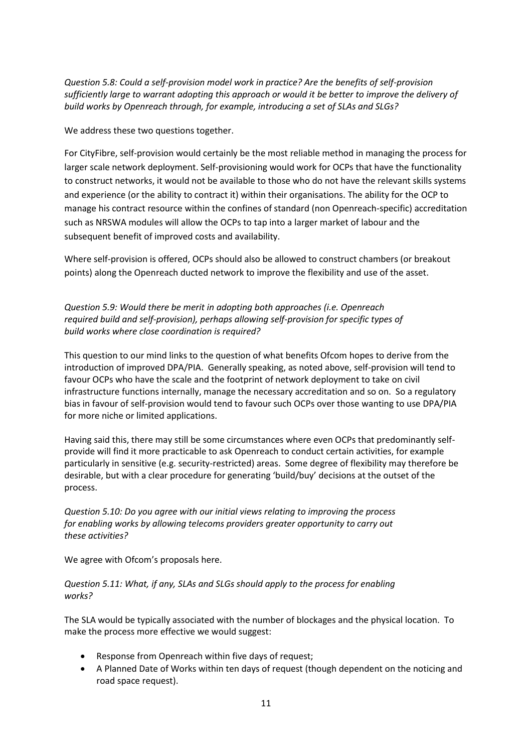*Question 5.8: Could a self-provision model work in practice? Are the benefits of self-provision sufficiently large to warrant adopting this approach or would it be better to improve the delivery of build works by Openreach through, for example, introducing a set of SLAs and SLGs?*

We address these two questions together.

For CityFibre, self-provision would certainly be the most reliable method in managing the process for larger scale network deployment. Self-provisioning would work for OCPs that have the functionality to construct networks, it would not be available to those who do not have the relevant skills systems and experience (or the ability to contract it) within their organisations. The ability for the OCP to manage his contract resource within the confines of standard (non Openreach-specific) accreditation such as NRSWA modules will allow the OCPs to tap into a larger market of labour and the subsequent benefit of improved costs and availability.

Where self-provision is offered, OCPs should also be allowed to construct chambers (or breakout points) along the Openreach ducted network to improve the flexibility and use of the asset.

*Question 5.9: Would there be merit in adopting both approaches (i.e. Openreach required build and self-provision), perhaps allowing self-provision for specific types of build works where close coordination is required?*

This question to our mind links to the question of what benefits Ofcom hopes to derive from the introduction of improved DPA/PIA. Generally speaking, as noted above, self-provision will tend to favour OCPs who have the scale and the footprint of network deployment to take on civil infrastructure functions internally, manage the necessary accreditation and so on. So a regulatory bias in favour of self-provision would tend to favour such OCPs over those wanting to use DPA/PIA for more niche or limited applications.

Having said this, there may still be some circumstances where even OCPs that predominantly self-provide will find it more practicable to ask Openreach to conduct certain activities, for example particularly in sensitive (e.g. security-restricted) areas. Some degree of flexibility may therefore be desirable, but with a clear procedure for generating 'build/buy' decisions at the outset of the process.

*Question 5.10: Do you agree with our initial views relating to improving the process for enabling works by allowing telecoms providers greater opportunity to carry out these activities?*

We agree with Ofcom's proposals here.

*Question 5.11: What, if any, SLAs and SLGs should apply to the process for enabling works?*

The SLA would be typically associated with the number of blockages and the physical location. To make the process more effective we would suggest:

- Response from Openreach within five days of request;
- A Planned Date of Works within ten days of request (though dependent on the noticing and road space request).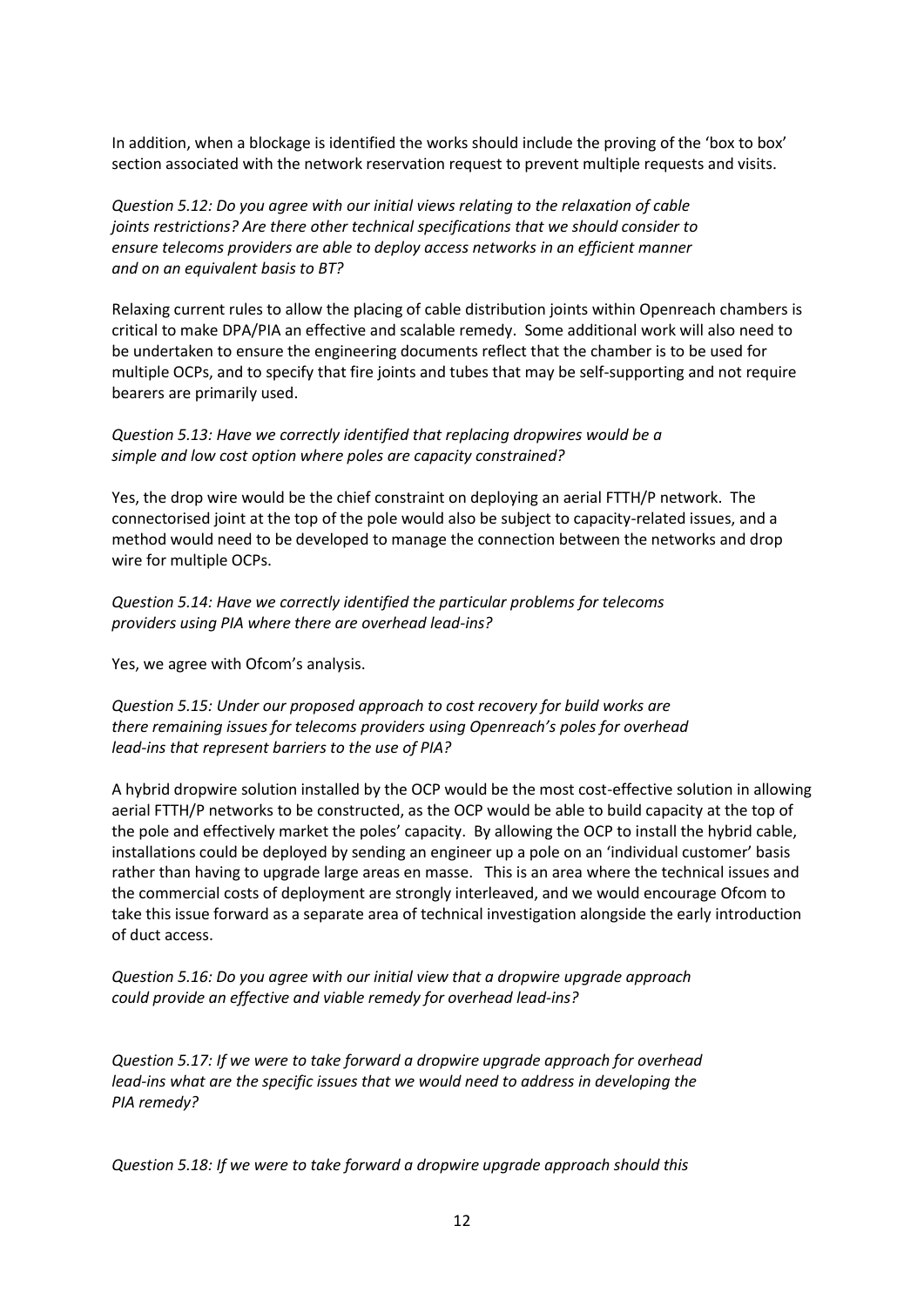In addition, when a blockage is identified the works should include the proving of the 'box to box' section associated with the network reservation request to prevent multiple requests and visits.

*Question 5.12: Do you agree with our initial views relating to the relaxation of cable joints restrictions? Are there other technical specifications that we should consider to ensure telecoms providers are able to deploy access networks in an efficient manner and on an equivalent basis to BT?*

Relaxing current rules to allow the placing of cable distribution joints within Openreach chambers is critical to make DPA/PIA an effective and scalable remedy. Some additional work will also need to be undertaken to ensure the engineering documents reflect that the chamber is to be used for multiple OCPs, and to specify that fire joints and tubes that may be self-supporting and not require bearers are primarily used.

*Question 5.13: Have we correctly identified that replacing dropwires would be a simple and low cost option where poles are capacity constrained?*

Yes, the drop wire would be the chief constraint on deploying an aerial FTTH/P network. The connectorised joint at the top of the pole would also be subject to capacity-related issues, and a method would need to be developed to manage the connection between the networks and drop wire for multiple OCPs.

*Question 5.14: Have we correctly identified the particular problems for telecoms providers using PIA where there are overhead lead-ins?*

Yes, we agree with Ofcom's analysis.

*Question 5.15: Under our proposed approach to cost recovery for build works are there remaining issues for telecoms providers using Openreach's poles for overhead lead-ins that represent barriers to the use of PIA?*

A hybrid dropwire solution installed by the OCP would be the most cost-effective solution in allowing aerial FTTH/P networks to be constructed, as the OCP would be able to build capacity at the top of the pole and effectively market the poles' capacity. By allowing the OCP to install the hybrid cable, installations could be deployed by sending an engineer up a pole on an 'individual customer' basis rather than having to upgrade large areas en masse. This is an area where the technical issues and the commercial costs of deployment are strongly interleaved, and we would encourage Ofcom to take this issue forward as a separate area of technical investigation alongside the early introduction of duct access.

*Question 5.16: Do you agree with our initial view that a dropwire upgrade approach could provide an effective and viable remedy for overhead lead-ins?*

*Question 5.17: If we were to take forward a dropwire upgrade approach for overhead lead-ins what are the specific issues that we would need to address in developing the PIA remedy?*

*Question 5.18: If we were to take forward a dropwire upgrade approach should this*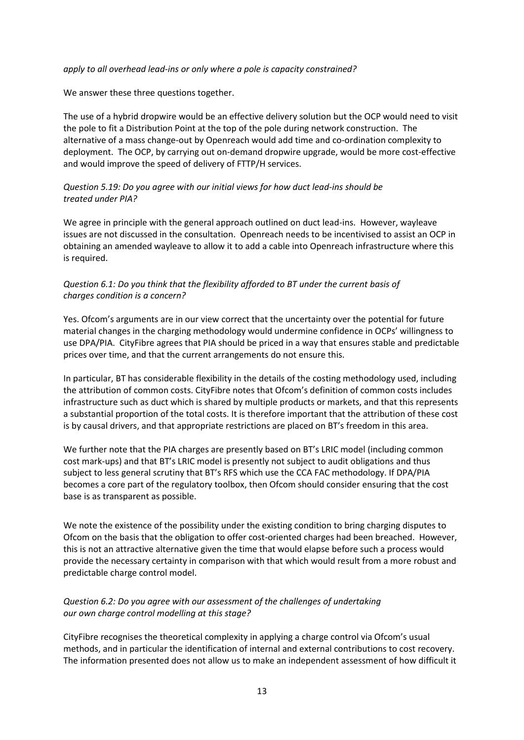*apply to all overhead lead-ins or only where a pole is capacity constrained?*

We answer these three questions together.

The use of a hybrid dropwire would be an effective delivery solution but the OCP would need to visit the pole to fit a Distribution Point at the top of the pole during network construction. The alternative of a mass change-out by Openreach would add time and co-ordination complexity to deployment. The OCP, by carrying out on-demand dropwire upgrade, would be more cost-effective and would improve the speed of delivery of FTTP/H services.

*Question 5.19: Do you agree with our initial views for how duct lead-ins should be treated under PIA?*

We agree in principle with the general approach outlined on duct lead-ins. However, wayleave issues are not discussed in the consultation. Openreach needs to be incentivised to assist an OCP in obtaining an amended wayleave to allow it to add a cable into Openreach infrastructure where this is required.

*Question 6.1: Do you think that the flexibility afforded to BT under the current basis of charges condition is a concern?*

Yes. Ofcom's arguments are in our view correct that the uncertainty over the potential for future material changes in the charging methodology would undermine confidence in OCPs' willingness to use DPA/PIA. CityFibre agrees that PIA should be priced in a way that ensures stable and predictable prices over time, and that the current arrangements do not ensure this.

In particular, BT has considerable flexibility in the details of the costing methodology used, including the attribution of common costs. CityFibre notes that Ofcom's definition of common costs includes infrastructure such as duct which is shared by multiple products or markets, and that this represents a substantial proportion of the total costs. It is therefore important that the attribution of these cost is by causal drivers, and that appropriate restrictions are placed on BT's freedom in this area.

We further note that the PIA charges are presently based on BT's LRIC model (including common cost mark-ups) and that BT's LRIC model is presently not subject to audit obligations and thus subject to less general scrutiny that BT's RFS which use the CCA FAC methodology. If DPA/PIA becomes a core part of the regulatory toolbox, then Ofcom should consider ensuring that the cost base is as transparent as possible.

We note the existence of the possibility under the existing condition to bring charging disputes to Ofcom on the basis that the obligation to offer cost-oriented charges had been breached. However, this is not an attractive alternative given the time that would elapse before such a process would provide the necessary certainty in comparison with that which would result from a more robust and predictable charge control model.

*Question 6.2: Do you agree with our assessment of the challenges of undertaking our own charge control modelling at this stage?*

CityFibre recognises the theoretical complexity in applying a charge control via Ofcom's usual methods, and in particular the identification of internal and external contributions to cost recovery. The information presented does not allow us to make an independent assessment of how difficult it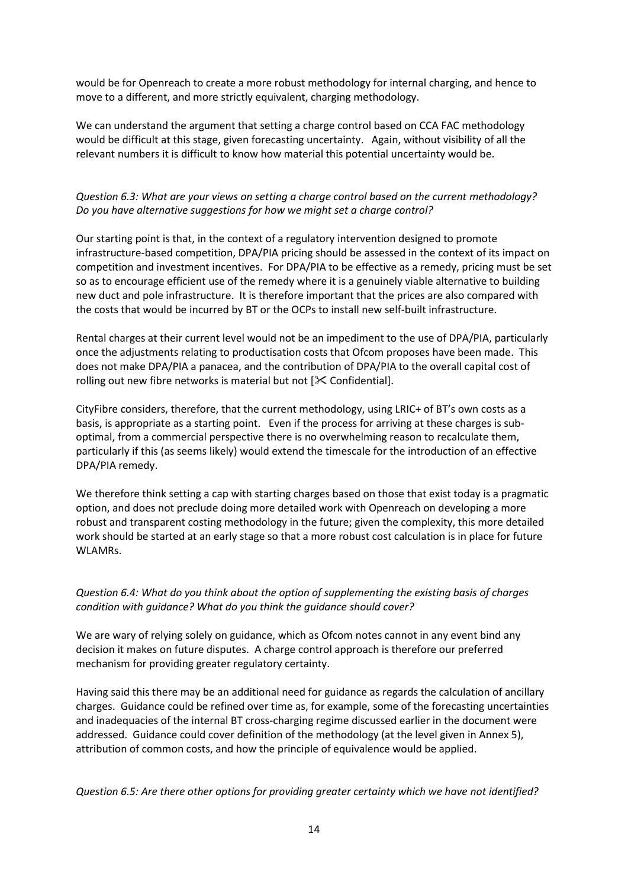would be for Openreach to create a more robust methodology for internal charging, and hence to move to a different, and more strictly equivalent, charging methodology.

We can understand the argument that setting a charge control based on CCA FAC methodology would be difficult at this stage, given forecasting uncertainty. Again, without visibility of all the relevant numbers it is difficult to know how material this potential uncertainty would be.

*Question 6.3: What are your views on setting a charge control based on the current methodology? Do you have alternative suggestions for how we might set a charge control?*

Our starting point is that, in the context of a regulatory intervention designed to promote infrastructure-based competition, DPA/PIA pricing should be assessed in the context of its impact on competition and investment incentives. For DPA/PIA to be effective as a remedy, pricing must be set so as to encourage efficient use of the remedy where it is a genuinely viable alternative to building new duct and pole infrastructure. It is therefore important that the prices are also compared with the costs that would be incurred by BT or the OCPs to install new self-built infrastructure.

Rental charges at their current level would not be an impediment to the use of DPA/PIA, particularly once the adjustments relating to productisation costs that Ofcom proposes have been made. This does not make DPA/PIA a panacea, and the contribution of DPA/PIA to the overall capital cost of rolling out new fibre networks is material but not [✂ Confidential].

CityFibre considers, therefore, that the current methodology, using LRIC+ of BT's own costs as a basis, is appropriate as a starting point. Even if the process for arriving at these charges is sub-optimal, from a commercial perspective there is no overwhelming reason to recalculate them, particularly if this (as seems likely) would extend the timescale for the introduction of an effective DPA/PIA remedy.

We therefore think setting a cap with starting charges based on those that exist today is a pragmatic option, and does not preclude doing more detailed work with Openreach on developing a more robust and transparent costing methodology in the future; given the complexity, this more detailed work should be started at an early stage so that a more robust cost calculation is in place for future WLAMRs.

*Question 6.4: What do you think about the option of supplementing the existing basis of charges condition with guidance? What do you think the guidance should cover?*

We are wary of relying solely on guidance, which as Ofcom notes cannot in any event bind any decision it makes on future disputes. A charge control approach is therefore our preferred mechanism for providing greater regulatory certainty.

Having said this there may be an additional need for guidance as regards the calculation of ancillary charges. Guidance could be refined over time as, for example, some of the forecasting uncertainties and inadequacies of the internal BT cross-charging regime discussed earlier in the document were addressed. Guidance could cover definition of the methodology (at the level given in Annex 5), attribution of common costs, and how the principle of equivalence would be applied.

*Question 6.5: Are there other options for providing greater certainty which we have not identified?*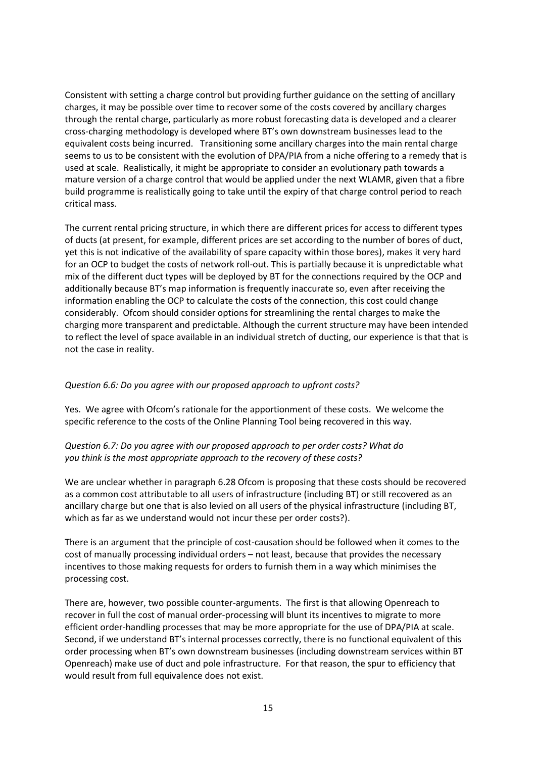Consistent with setting a charge control but providing further guidance on the setting of ancillary charges, it may be possible over time to recover some of the costs covered by ancillary charges through the rental charge, particularly as more robust forecasting data is developed and a clearer cross-charging methodology is developed where BT's own downstream businesses lead to the equivalent costs being incurred. Transitioning some ancillary charges into the main rental charge seems to us to be consistent with the evolution of DPA/PIA from a niche offering to a remedy that is used at scale. Realistically, it might be appropriate to consider an evolutionary path towards a mature version of a charge control that would be applied under the next WLAMR, given that a fibre build programme is realistically going to take until the expiry of that charge control period to reach critical mass.

The current rental pricing structure, in which there are different prices for access to different types of ducts (at present, for example, different prices are set according to the number of bores of duct, yet this is not indicative of the availability of spare capacity within those bores), makes it very hard for an OCP to budget the costs of network roll-out. This is partially because it is unpredictable what mix of the different duct types will be deployed by BT for the connections required by the OCP and additionally because BT's map information is frequently inaccurate so, even after receiving the information enabling the OCP to calculate the costs of the connection, this cost could change considerably. Ofcom should consider options for streamlining the rental charges to make the charging more transparent and predictable. Although the current structure may have been intended to reflect the level of space available in an individual stretch of ducting, our experience is that that is not the case in reality.

*Question 6.6: Do you agree with our proposed approach to upfront costs?*

Yes. We agree with Ofcom's rationale for the apportionment of these costs. We welcome the specific reference to the costs of the Online Planning Tool being recovered in this way.

*Question 6.7: Do you agree with our proposed approach to per order costs? What do you think is the most appropriate approach to the recovery of these costs?*

We are unclear whether in paragraph 6.28 Ofcom is proposing that these costs should be recovered as a common cost attributable to all users of infrastructure (including BT) or still recovered as an ancillary charge but one that is also levied on all users of the physical infrastructure (including BT, which as far as we understand would not incur these per order costs?).

There is an argument that the principle of cost-causation should be followed when it comes to the cost of manually processing individual orders – not least, because that provides the necessary incentives to those making requests for orders to furnish them in a way which minimises the processing cost.

There are, however, two possible counter-arguments. The first is that allowing Openreach to recover in full the cost of manual order-processing will blunt its incentives to migrate to more efficient order-handling processes that may be more appropriate for the use of DPA/PIA at scale. Second, if we understand BT's internal processes correctly, there is no functional equivalent of this order processing when BT's own downstream businesses (including downstream services within BT Openreach) make use of duct and pole infrastructure. For that reason, the spur to efficiency that would result from full equivalence does not exist.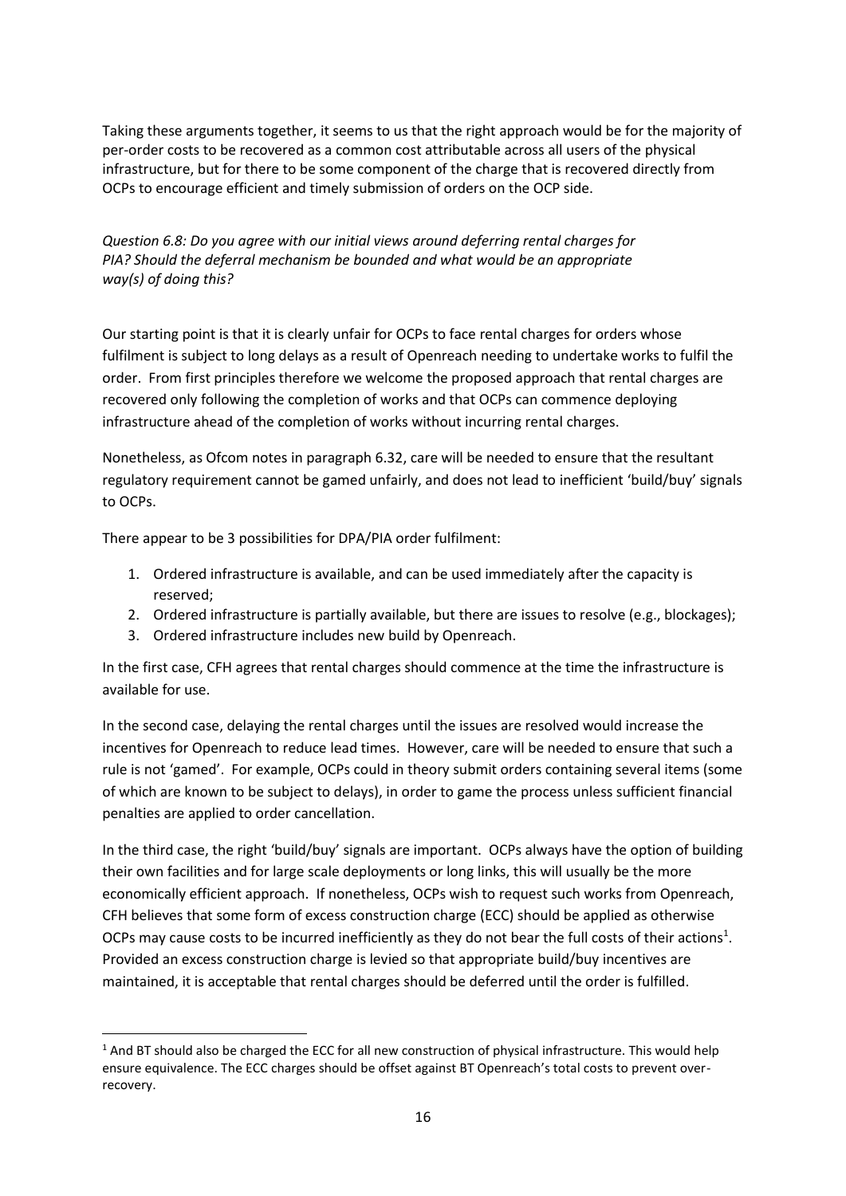Taking these arguments together, it seems to us that the right approach would be for the majority of per-order costs to be recovered as a common cost attributable across all users of the physical infrastructure, but for there to be some component of the charge that is recovered directly from OCPs to encourage efficient and timely submission of orders on the OCP side.

*Question 6.8: Do you agree with our initial views around deferring rental charges for PIA? Should the deferral mechanism be bounded and what would be an appropriate way(s) of doing this?*

Our starting point is that it is clearly unfair for OCPs to face rental charges for orders whose fulfilment is subject to long delays as a result of Openreach needing to undertake works to fulfil the order. From first principles therefore we welcome the proposed approach that rental charges are recovered only following the completion of works and that OCPs can commence deploying infrastructure ahead of the completion of works without incurring rental charges.

Nonetheless, as Ofcom notes in paragraph 6.32, care will be needed to ensure that the resultant regulatory requirement cannot be gamed unfairly, and does not lead to inefficient 'build/buy' signals to OCPs.

There appear to be 3 possibilities for DPA/PIA order fulfilment:

1. Ordered infrastructure is available, and can be used immediately after the capacity is reserved;
2. Ordered infrastructure is partially available, but there are issues to resolve (e.g., blockages);
3. Ordered infrastructure includes new build by Openreach.

In the first case, CFH agrees that rental charges should commence at the time the infrastructure is available for use.

In the second case, delaying the rental charges until the issues are resolved would increase the incentives for Openreach to reduce lead times. However, care will be needed to ensure that such a rule is not 'gamed'. For example, OCPs could in theory submit orders containing several items (some of which are known to be subject to delays), in order to game the process unless sufficient financial penalties are applied to order cancellation.

In the third case, the right 'build/buy' signals are important. OCPs always have the option of building their own facilities and for large scale deployments or long links, this will usually be the more economically efficient approach. If nonetheless, OCPs wish to request such works from Openreach, CFH believes that some form of excess construction charge (ECC) should be applied as otherwise OCPs may cause costs to be incurred inefficiently as they do not bear the full costs of their actions[1]. Provided an excess construction charge is levied so that appropriate build/buy incentives are maintained, it is acceptable that rental charges should be deferred until the order is fulfilled.

[1] And BT should also be charged the ECC for all new construction of physical infrastructure. This would help ensure equivalence. The ECC charges should be offset against BT Openreach's total costs to prevent over-recovery.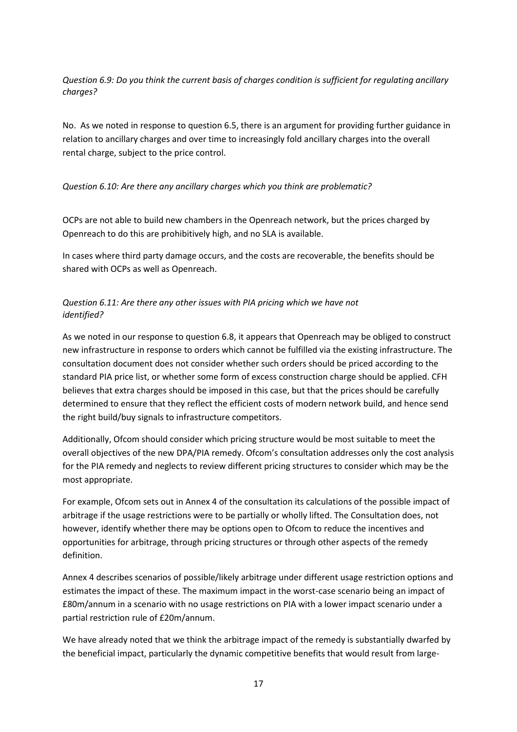*Question 6.9: Do you think the current basis of charges condition is sufficient for regulating ancillary charges?*

No. As we noted in response to question 6.5, there is an argument for providing further guidance in relation to ancillary charges and over time to increasingly fold ancillary charges into the overall rental charge, subject to the price control.

*Question 6.10: Are there any ancillary charges which you think are problematic?*

OCPs are not able to build new chambers in the Openreach network, but the prices charged by Openreach to do this are prohibitively high, and no SLA is available.

In cases where third party damage occurs, and the costs are recoverable, the benefits should be shared with OCPs as well as Openreach.

*Question 6.11: Are there any other issues with PIA pricing which we have not identified?*

As we noted in our response to question 6.8, it appears that Openreach may be obliged to construct new infrastructure in response to orders which cannot be fulfilled via the existing infrastructure. The consultation document does not consider whether such orders should be priced according to the standard PIA price list, or whether some form of excess construction charge should be applied. CFH believes that extra charges should be imposed in this case, but that the prices should be carefully determined to ensure that they reflect the efficient costs of modern network build, and hence send the right build/buy signals to infrastructure competitors.

Additionally, Ofcom should consider which pricing structure would be most suitable to meet the overall objectives of the new DPA/PIA remedy. Ofcom's consultation addresses only the cost analysis for the PIA remedy and neglects to review different pricing structures to consider which may be the most appropriate.

For example, Ofcom sets out in Annex 4 of the consultation its calculations of the possible impact of arbitrage if the usage restrictions were to be partially or wholly lifted. The Consultation does, not however, identify whether there may be options open to Ofcom to reduce the incentives and opportunities for arbitrage, through pricing structures or through other aspects of the remedy definition.

Annex 4 describes scenarios of possible/likely arbitrage under different usage restriction options and estimates the impact of these. The maximum impact in the worst-case scenario being an impact of £80m/annum in a scenario with no usage restrictions on PIA with a lower impact scenario under a partial restriction rule of £20m/annum.

We have already noted that we think the arbitrage impact of the remedy is substantially dwarfed by the beneficial impact, particularly the dynamic competitive benefits that would result from large-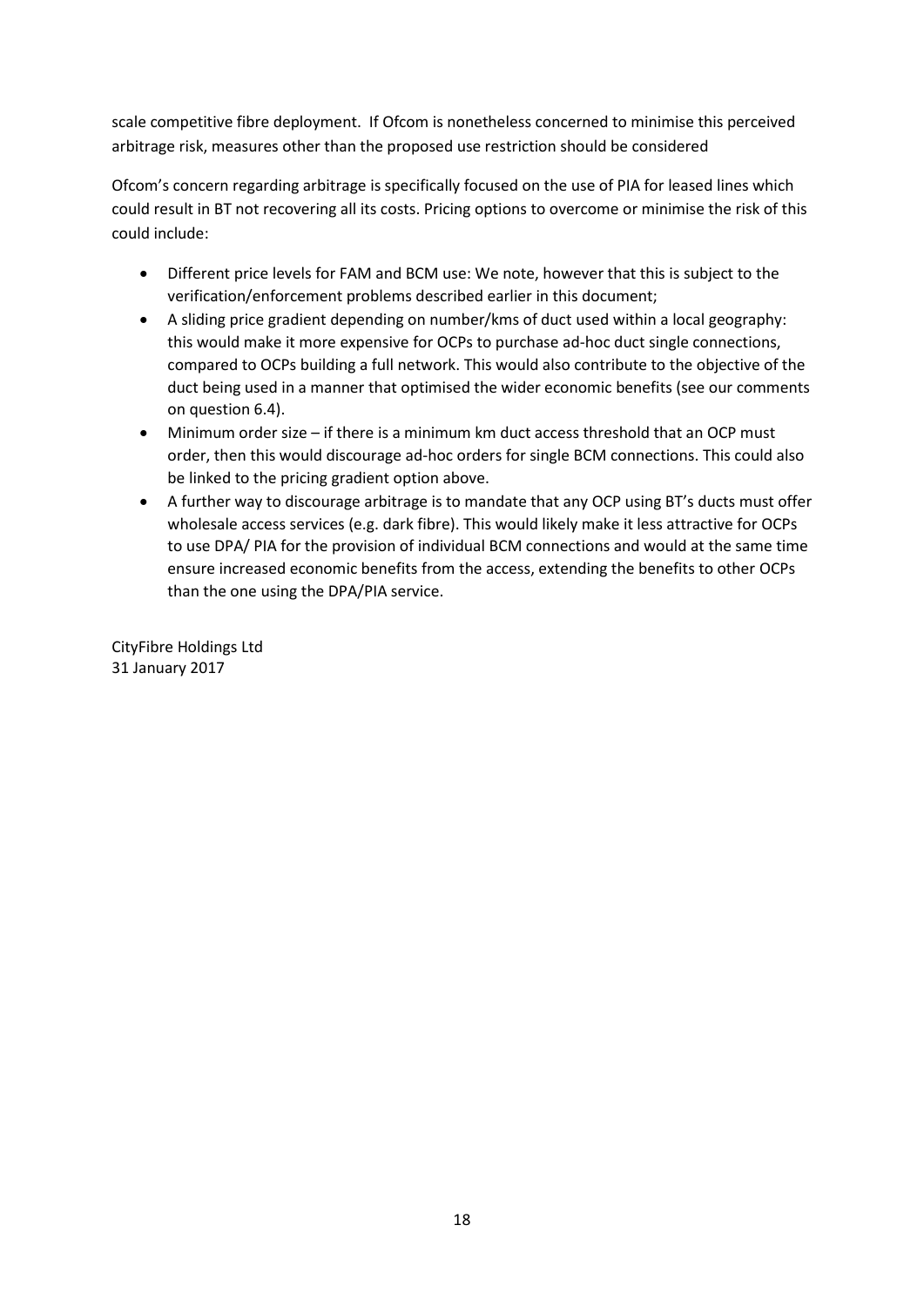scale competitive fibre deployment. If Ofcom is nonetheless concerned to minimise this perceived arbitrage risk, measures other than the proposed use restriction should be considered

Ofcom's concern regarding arbitrage is specifically focused on the use of PIA for leased lines which could result in BT not recovering all its costs. Pricing options to overcome or minimise the risk of this could include:

- Different price levels for FAM and BCM use: We note, however that this is subject to the verification/enforcement problems described earlier in this document;
- A sliding price gradient depending on number/kms of duct used within a local geography: this would make it more expensive for OCPs to purchase ad-hoc duct single connections, compared to OCPs building a full network. This would also contribute to the objective of the duct being used in a manner that optimised the wider economic benefits (see our comments on question 6.4).
- Minimum order size – if there is a minimum km duct access threshold that an OCP must order, then this would discourage ad-hoc orders for single BCM connections. This could also be linked to the pricing gradient option above.
- A further way to discourage arbitrage is to mandate that any OCP using BT's ducts must offer wholesale access services (e.g. dark fibre). This would likely make it less attractive for OCPs to use DPA/ PIA for the provision of individual BCM connections and would at the same time ensure increased economic benefits from the access, extending the benefits to other OCPs than the one using the DPA/PIA service.

CityFibre Holdings Ltd
31 January 2017